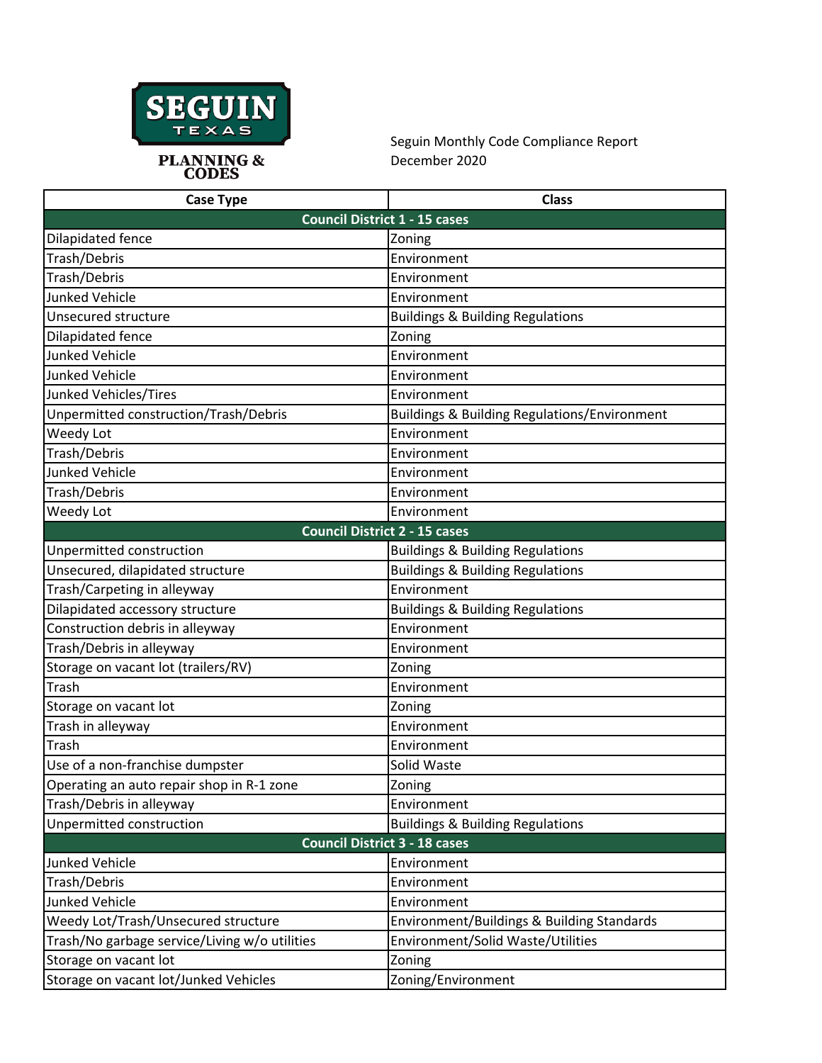SEGUIN TEXAS

PLANNING & CODES

Seguin Monthly Code Compliance Report
December 2020

| Case Type | Class |
|---|---|
| **Council District 1 - 15 cases** | |
| Dilapidated fence | Zoning |
| Trash/Debris | Environment |
| Trash/Debris | Environment |
| Junked Vehicle | Environment |
| Unsecured structure | Buildings & Building Regulations |
| Dilapidated fence | Zoning |
| Junked Vehicle | Environment |
| Junked Vehicle | Environment |
| Junked Vehicles/Tires | Environment |
| Unpermitted construction/Trash/Debris | Buildings & Building Regulations/Environment |
| Weedy Lot | Environment |
| Trash/Debris | Environment |
| Junked Vehicle | Environment |
| Trash/Debris | Environment |
| Weedy Lot | Environment |
| **Council District 2 - 15 cases** | |
| Unpermitted construction | Buildings & Building Regulations |
| Unsecured, dilapidated structure | Buildings & Building Regulations |
| Trash/Carpeting in alleyway | Environment |
| Dilapidated accessory structure | Buildings & Building Regulations |
| Construction debris in alleyway | Environment |
| Trash/Debris in alleyway | Environment |
| Storage on vacant lot (trailers/RV) | Zoning |
| Trash | Environment |
| Storage on vacant lot | Zoning |
| Trash in alleyway | Environment |
| Trash | Environment |
| Use of a non-franchise dumpster | Solid Waste |
| Operating an auto repair shop in R-1 zone | Zoning |
| Trash/Debris in alleyway | Environment |
| Unpermitted construction | Buildings & Building Regulations |
| **Council District 3 - 18 cases** | |
| Junked Vehicle | Environment |
| Trash/Debris | Environment |
| Junked Vehicle | Environment |
| Weedy Lot/Trash/Unsecured structure | Environment/Buildings & Building Standards |
| Trash/No garbage service/Living w/o utilities | Environment/Solid Waste/Utilities |
| Storage on vacant lot | Zoning |
| Storage on vacant lot/Junked Vehicles | Zoning/Environment |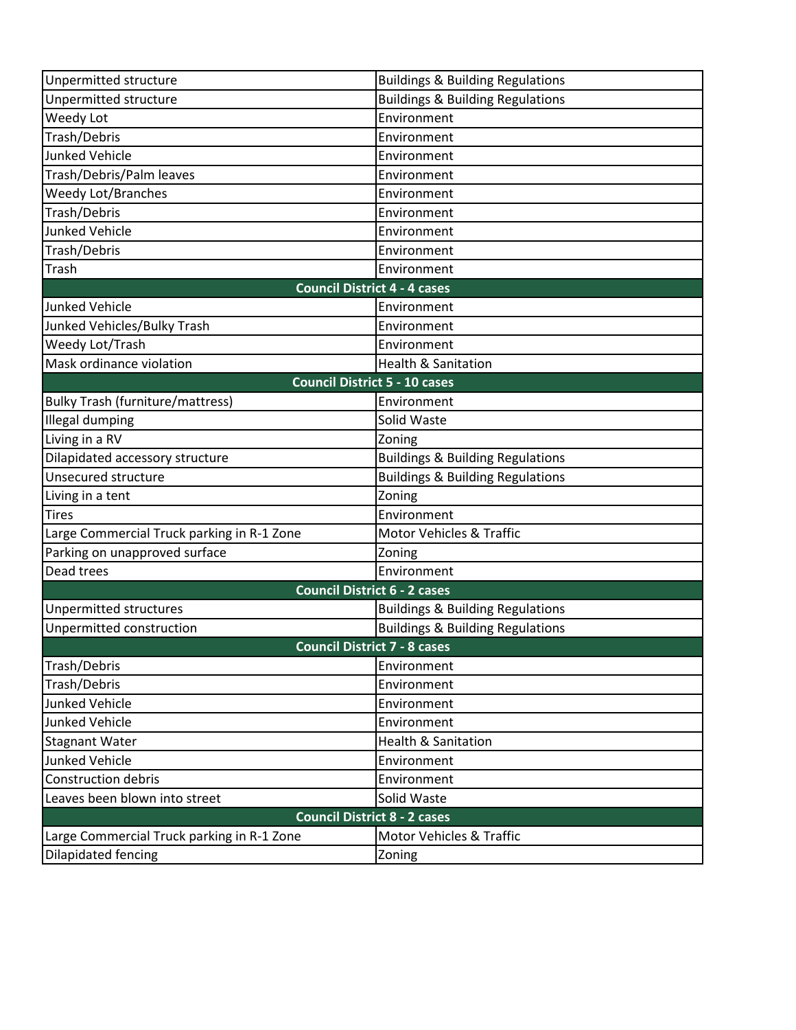| | |
|---|---|
| Unpermitted structure | Buildings & Building Regulations |
| Unpermitted structure | Buildings & Building Regulations |
| Weedy Lot | Environment |
| Trash/Debris | Environment |
| Junked Vehicle | Environment |
| Trash/Debris/Palm leaves | Environment |
| Weedy Lot/Branches | Environment |
| Trash/Debris | Environment |
| Junked Vehicle | Environment |
| Trash/Debris | Environment |
| Trash | Environment |
| **Council District 4 - 4 cases** | |
| Junked Vehicle | Environment |
| Junked Vehicles/Bulky Trash | Environment |
| Weedy Lot/Trash | Environment |
| Mask ordinance violation | Health & Sanitation |
| **Council District 5 - 10 cases** | |
| Bulky Trash (furniture/mattress) | Environment |
| Illegal dumping | Solid Waste |
| Living in a RV | Zoning |
| Dilapidated accessory structure | Buildings & Building Regulations |
| Unsecured structure | Buildings & Building Regulations |
| Living in a tent | Zoning |
| Tires | Environment |
| Large Commercial Truck parking in R-1 Zone | Motor Vehicles & Traffic |
| Parking on unapproved surface | Zoning |
| Dead trees | Environment |
| **Council District 6 - 2 cases** | |
| Unpermitted structures | Buildings & Building Regulations |
| Unpermitted construction | Buildings & Building Regulations |
| **Council District 7 - 8 cases** | |
| Trash/Debris | Environment |
| Trash/Debris | Environment |
| Junked Vehicle | Environment |
| Junked Vehicle | Environment |
| Stagnant Water | Health & Sanitation |
| Junked Vehicle | Environment |
| Construction debris | Environment |
| Leaves been blown into street | Solid Waste |
| **Council District 8 - 2 cases** | |
| Large Commercial Truck parking in R-1 Zone | Motor Vehicles & Traffic |
| Dilapidated fencing | Zoning |